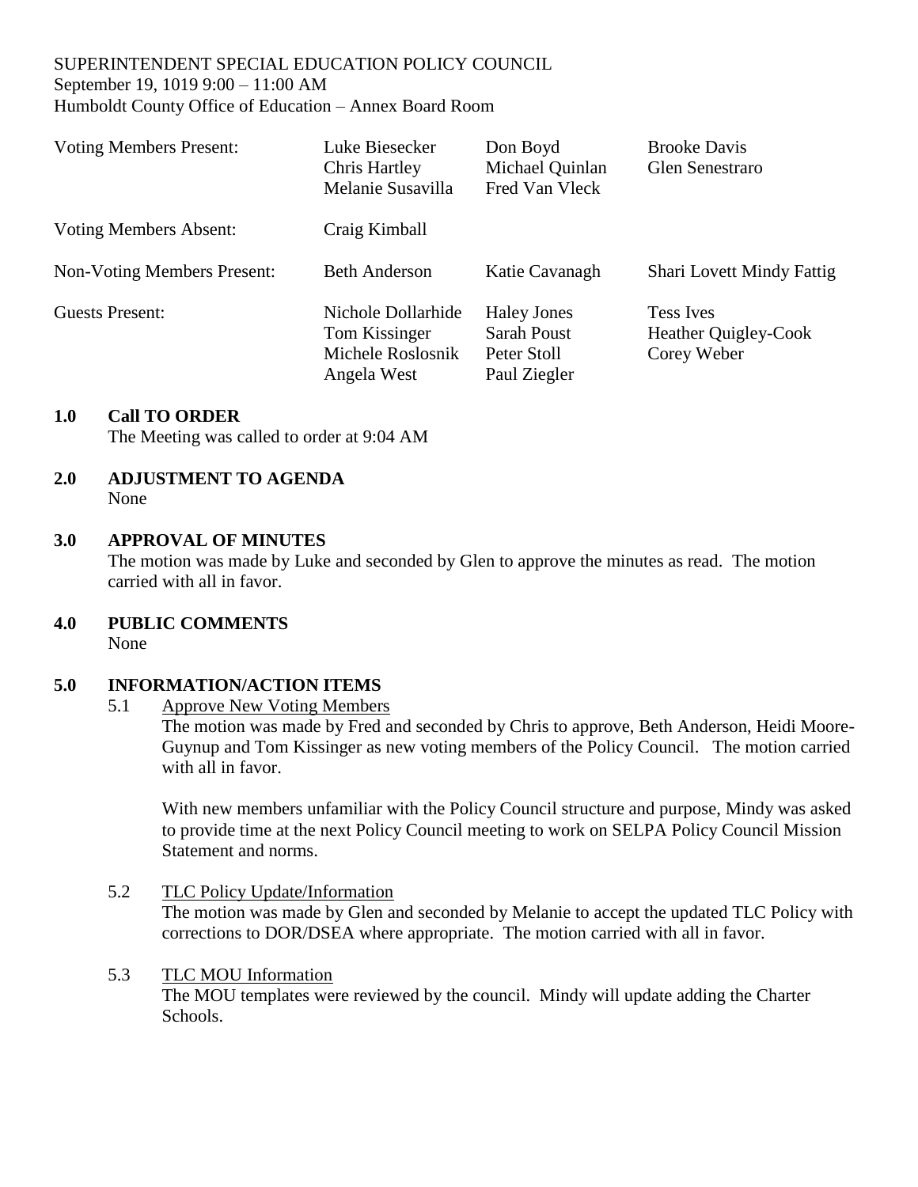SUPERINTENDENT SPECIAL EDUCATION POLICY COUNCIL
September 19, 1019 9:00 – 11:00 AM
Humboldt County Office of Education – Annex Board Room

| | | | |
|---|---|---|---|
| Voting Members Present: | Luke Biesecker<br>Chris Hartley<br>Melanie Susavilla | Don Boyd<br>Michael Quinlan<br>Fred Van Vleck | Brooke Davis<br>Glen Senestraro |
| Voting Members Absent: | Craig Kimball | | |
| Non-Voting Members Present: | Beth Anderson | Katie Cavanagh | Shari Lovett Mindy Fattig |
| Guests Present: | Nichole Dollarhide<br>Tom Kissinger<br>Michele Roslosnik<br>Angela West | Haley Jones<br>Sarah Poust<br>Peter Stoll<br>Paul Ziegler | Tess Ives<br>Heather Quigley-Cook<br>Corey Weber |

## 1.0 Call TO ORDER

The Meeting was called to order at 9:04 AM

## 2.0 ADJUSTMENT TO AGENDA

None

## 3.0 APPROVAL OF MINUTES

The motion was made by Luke and seconded by Glen to approve the minutes as read. The motion carried with all in favor.

## 4.0 PUBLIC COMMENTS

None

## 5.0 INFORMATION/ACTION ITEMS

5.1 Approve New Voting Members

The motion was made by Fred and seconded by Chris to approve, Beth Anderson, Heidi Moore-Guynup and Tom Kissinger as new voting members of the Policy Council. The motion carried with all in favor.

With new members unfamiliar with the Policy Council structure and purpose, Mindy was asked to provide time at the next Policy Council meeting to work on SELPA Policy Council Mission Statement and norms.

5.2 TLC Policy Update/Information

The motion was made by Glen and seconded by Melanie to accept the updated TLC Policy with corrections to DOR/DSEA where appropriate. The motion carried with all in favor.

5.3 TLC MOU Information

The MOU templates were reviewed by the council. Mindy will update adding the Charter Schools.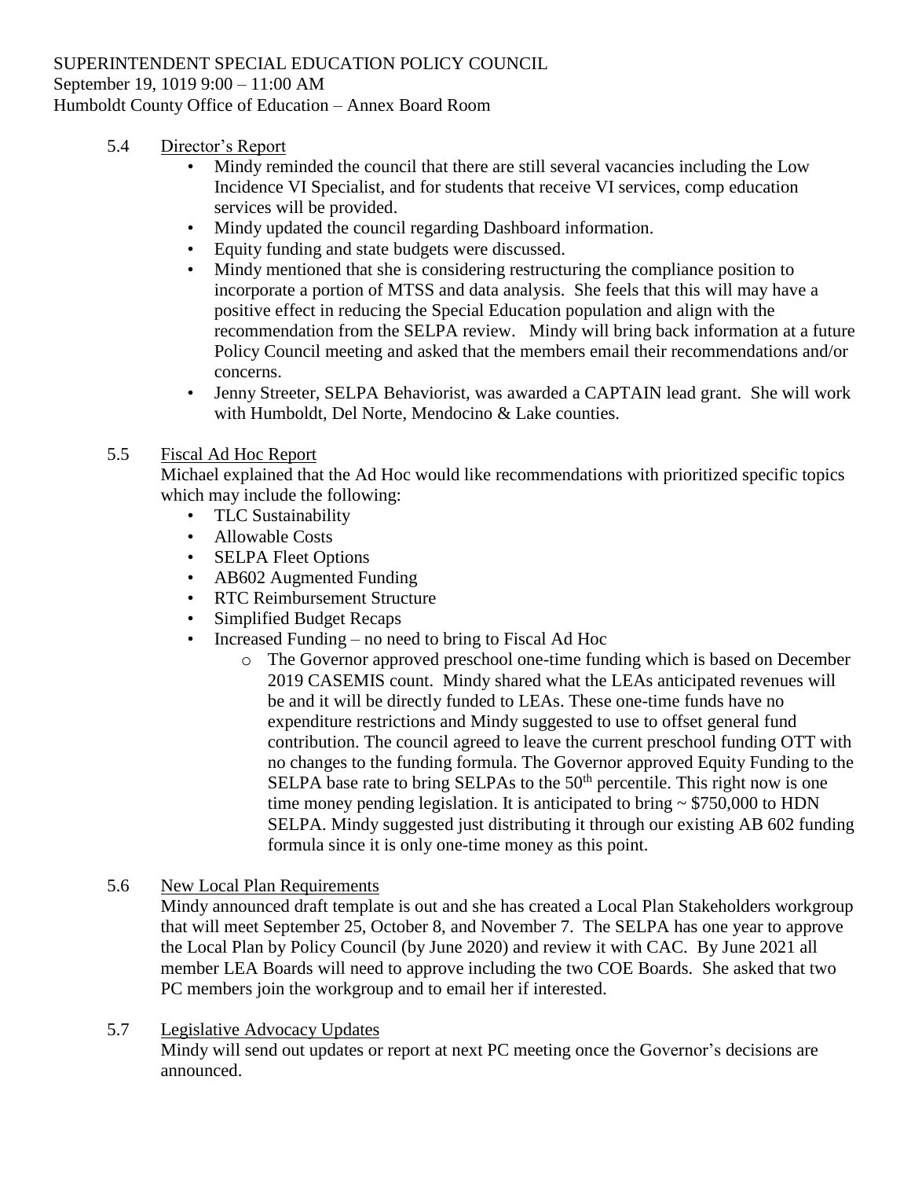SUPERINTENDENT SPECIAL EDUCATION POLICY COUNCIL
September 19, 1019 9:00 – 11:00 AM
Humboldt County Office of Education – Annex Board Room

5.4 Director's Report

- Mindy reminded the council that there are still several vacancies including the Low Incidence VI Specialist, and for students that receive VI services, comp education services will be provided.
- Mindy updated the council regarding Dashboard information.
- Equity funding and state budgets were discussed.
- Mindy mentioned that she is considering restructuring the compliance position to incorporate a portion of MTSS and data analysis. She feels that this will may have a positive effect in reducing the Special Education population and align with the recommendation from the SELPA review. Mindy will bring back information at a future Policy Council meeting and asked that the members email their recommendations and/or concerns.
- Jenny Streeter, SELPA Behaviorist, was awarded a CAPTAIN lead grant. She will work with Humboldt, Del Norte, Mendocino & Lake counties.

5.5 Fiscal Ad Hoc Report

Michael explained that the Ad Hoc would like recommendations with prioritized specific topics which may include the following:

- TLC Sustainability
- Allowable Costs
- SELPA Fleet Options
- AB602 Augmented Funding
- RTC Reimbursement Structure
- Simplified Budget Recaps
- Increased Funding – no need to bring to Fiscal Ad Hoc
  - The Governor approved preschool one-time funding which is based on December 2019 CASEMIS count. Mindy shared what the LEAs anticipated revenues will be and it will be directly funded to LEAs. These one-time funds have no expenditure restrictions and Mindy suggested to use to offset general fund contribution. The council agreed to leave the current preschool funding OTT with no changes to the funding formula. The Governor approved Equity Funding to the SELPA base rate to bring SELPAs to the 50th percentile. This right now is one time money pending legislation. It is anticipated to bring ~ $750,000 to HDN SELPA. Mindy suggested just distributing it through our existing AB 602 funding formula since it is only one-time money as this point.

5.6 New Local Plan Requirements

Mindy announced draft template is out and she has created a Local Plan Stakeholders workgroup that will meet September 25, October 8, and November 7. The SELPA has one year to approve the Local Plan by Policy Council (by June 2020) and review it with CAC. By June 2021 all member LEA Boards will need to approve including the two COE Boards. She asked that two PC members join the workgroup and to email her if interested.

5.7 Legislative Advocacy Updates

Mindy will send out updates or report at next PC meeting once the Governor's decisions are announced.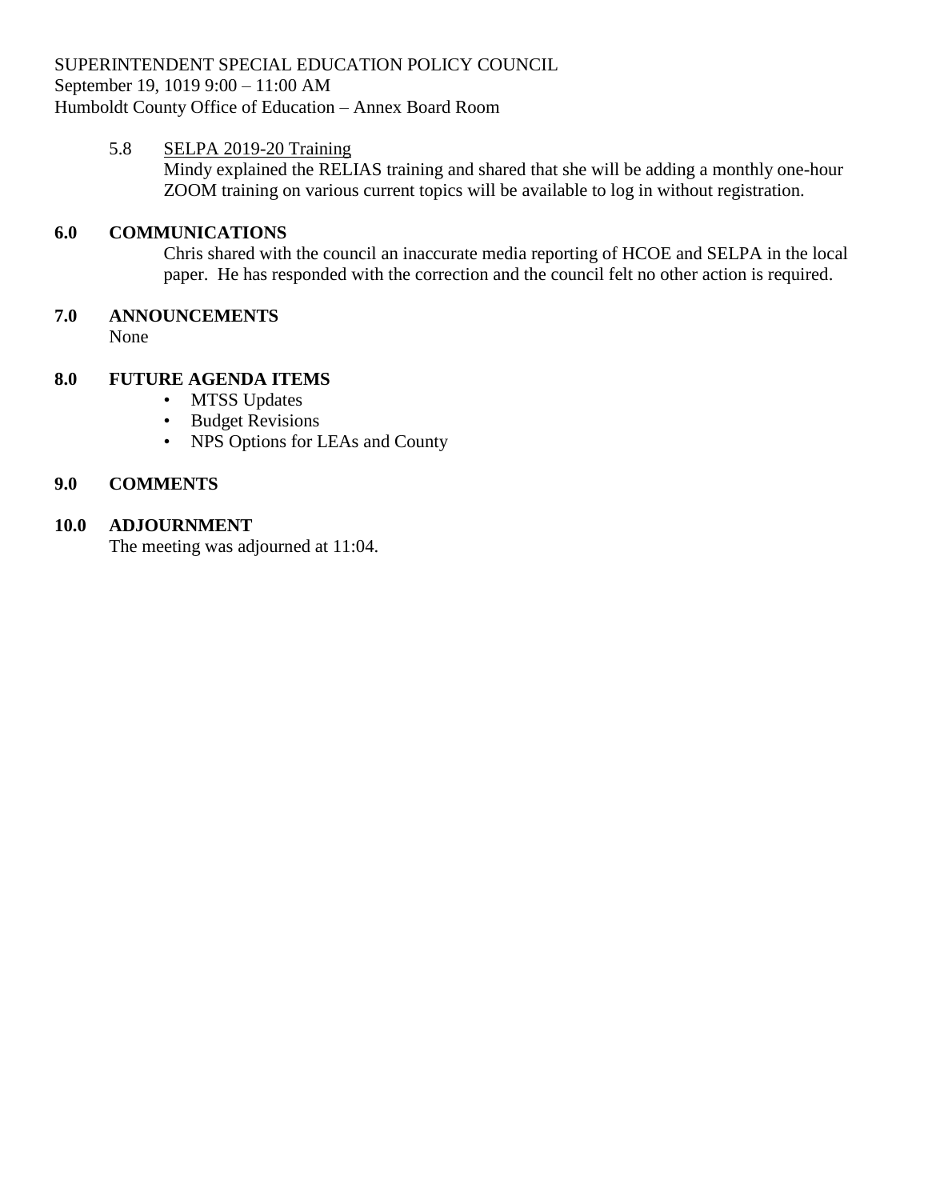SUPERINTENDENT SPECIAL EDUCATION POLICY COUNCIL
September 19, 1019 9:00 – 11:00 AM
Humboldt County Office of Education – Annex Board Room

5.8 SELPA 2019-20 Training
Mindy explained the RELIAS training and shared that she will be adding a monthly one-hour ZOOM training on various current topics will be available to log in without registration.

## 6.0 COMMUNICATIONS

Chris shared with the council an inaccurate media reporting of HCOE and SELPA in the local paper. He has responded with the correction and the council felt no other action is required.

## 7.0 ANNOUNCEMENTS

None

## 8.0 FUTURE AGENDA ITEMS

- MTSS Updates
- Budget Revisions
- NPS Options for LEAs and County

## 9.0 COMMENTS

## 10.0 ADJOURNMENT

The meeting was adjourned at 11:04.